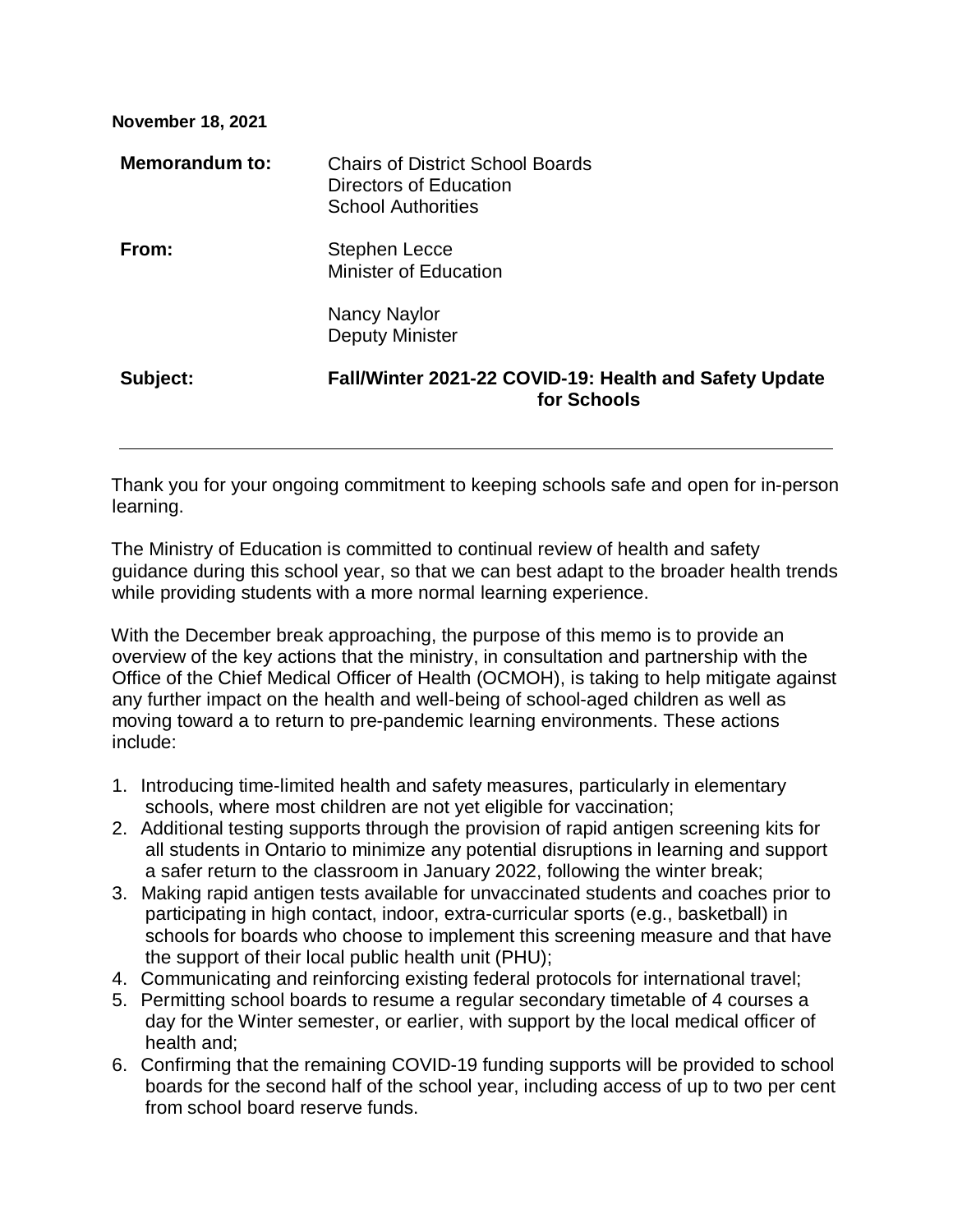**November 18, 2021**

| | |
|---|---|
| **Memorandum to:** | Chairs of District School Boards<br>Directors of Education<br>School Authorities |
| **From:** | Stephen Lecce<br>Minister of Education<br><br>Nancy Naylor<br>Deputy Minister |
| **Subject:** | **Fall/Winter 2021-22 COVID-19: Health and Safety Update for Schools** |

---

Thank you for your ongoing commitment to keeping schools safe and open for in-person learning.

The Ministry of Education is committed to continual review of health and safety guidance during this school year, so that we can best adapt to the broader health trends while providing students with a more normal learning experience.

With the December break approaching, the purpose of this memo is to provide an overview of the key actions that the ministry, in consultation and partnership with the Office of the Chief Medical Officer of Health (OCMOH), is taking to help mitigate against any further impact on the health and well-being of school-aged children as well as moving toward a to return to pre-pandemic learning environments. These actions include:

1. Introducing time-limited health and safety measures, particularly in elementary schools, where most children are not yet eligible for vaccination;
2. Additional testing supports through the provision of rapid antigen screening kits for all students in Ontario to minimize any potential disruptions in learning and support a safer return to the classroom in January 2022, following the winter break;
3. Making rapid antigen tests available for unvaccinated students and coaches prior to participating in high contact, indoor, extra-curricular sports (e.g., basketball) in schools for boards who choose to implement this screening measure and that have the support of their local public health unit (PHU);
4. Communicating and reinforcing existing federal protocols for international travel;
5. Permitting school boards to resume a regular secondary timetable of 4 courses a day for the Winter semester, or earlier, with support by the local medical officer of health and;
6. Confirming that the remaining COVID-19 funding supports will be provided to school boards for the second half of the school year, including access of up to two per cent from school board reserve funds.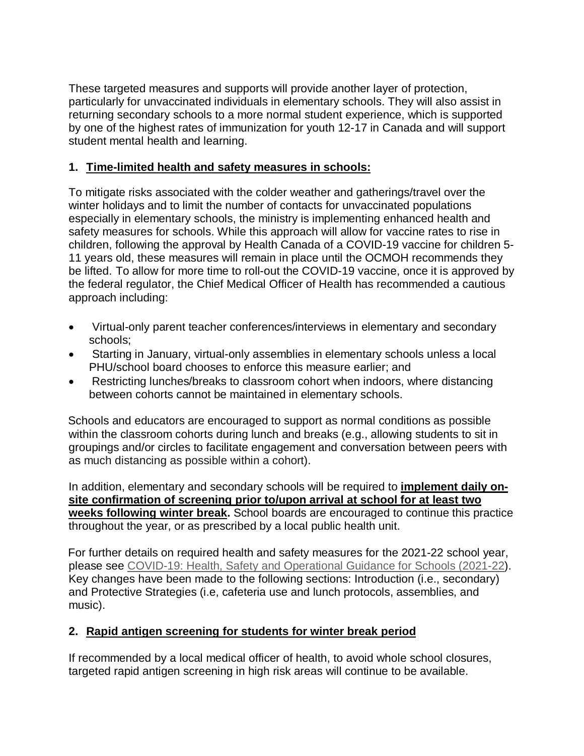These targeted measures and supports will provide another layer of protection, particularly for unvaccinated individuals in elementary schools. They will also assist in returning secondary schools to a more normal student experience, which is supported by one of the highest rates of immunization for youth 12-17 in Canada and will support student mental health and learning.

## 1. Time-limited health and safety measures in schools:

To mitigate risks associated with the colder weather and gatherings/travel over the winter holidays and to limit the number of contacts for unvaccinated populations especially in elementary schools, the ministry is implementing enhanced health and safety measures for schools. While this approach will allow for vaccine rates to rise in children, following the approval by Health Canada of a COVID-19 vaccine for children 5-11 years old, these measures will remain in place until the OCMOH recommends they be lifted. To allow for more time to roll-out the COVID-19 vaccine, once it is approved by the federal regulator, the Chief Medical Officer of Health has recommended a cautious approach including:

- Virtual-only parent teacher conferences/interviews in elementary and secondary schools;
- Starting in January, virtual-only assemblies in elementary schools unless a local PHU/school board chooses to enforce this measure earlier; and
- Restricting lunches/breaks to classroom cohort when indoors, where distancing between cohorts cannot be maintained in elementary schools.

Schools and educators are encouraged to support as normal conditions as possible within the classroom cohorts during lunch and breaks (e.g., allowing students to sit in groupings and/or circles to facilitate engagement and conversation between peers with as much distancing as possible within a cohort).

In addition, elementary and secondary schools will be required to **implement daily on-site confirmation of screening prior to/upon arrival at school for at least two weeks following winter break.** School boards are encouraged to continue this practice throughout the year, or as prescribed by a local public health unit.

For further details on required health and safety measures for the 2021-22 school year, please see COVID-19: Health, Safety and Operational Guidance for Schools (2021-22). Key changes have been made to the following sections: Introduction (i.e., secondary) and Protective Strategies (i.e, cafeteria use and lunch protocols, assemblies, and music).

## 2. Rapid antigen screening for students for winter break period

If recommended by a local medical officer of health, to avoid whole school closures, targeted rapid antigen screening in high risk areas will continue to be available.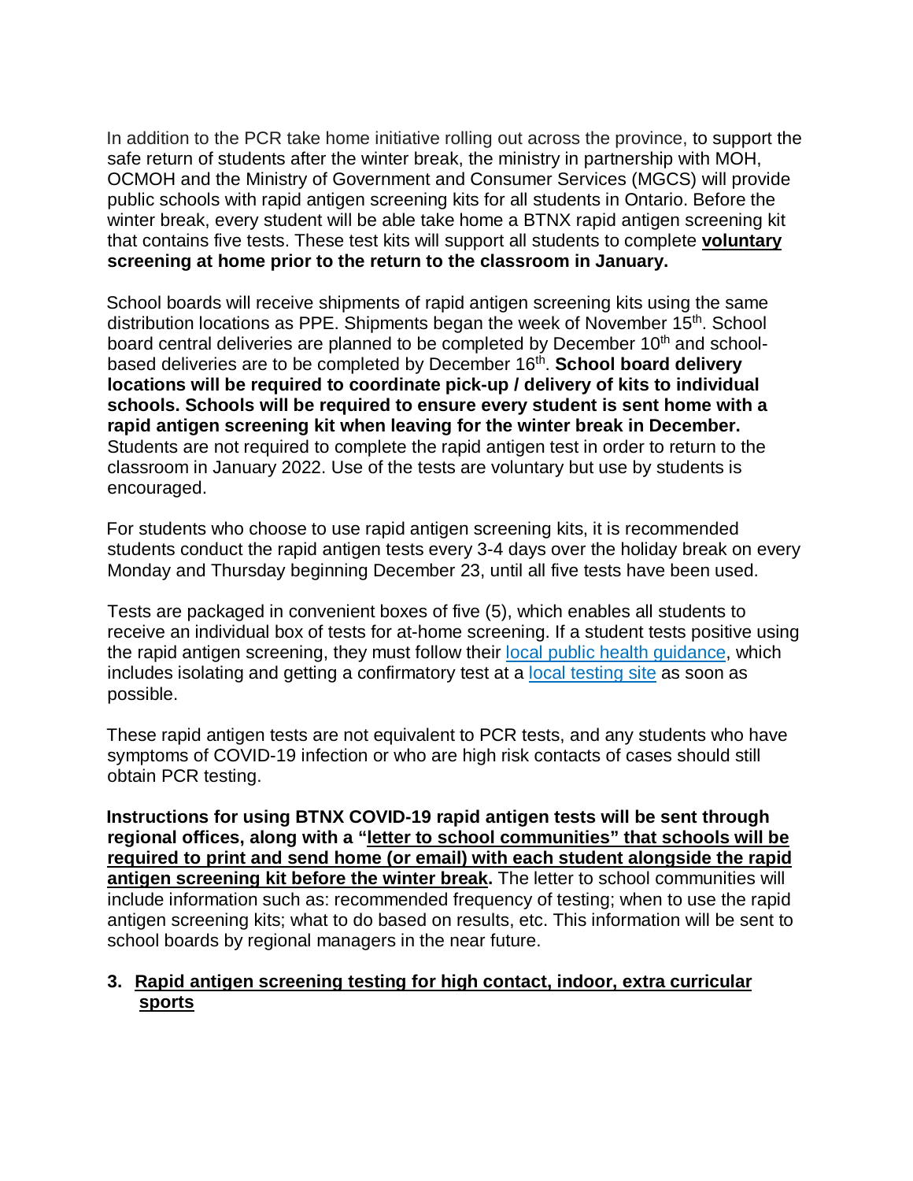In addition to the PCR take home initiative rolling out across the province, to support the safe return of students after the winter break, the ministry in partnership with MOH, OCMOH and the Ministry of Government and Consumer Services (MGCS) will provide public schools with rapid antigen screening kits for all students in Ontario. Before the winter break, every student will be able take home a BTNX rapid antigen screening kit that contains five tests. These test kits will support all students to complete **voluntary screening at home prior to the return to the classroom in January.**

School boards will receive shipments of rapid antigen screening kits using the same distribution locations as PPE. Shipments began the week of November 15th. School board central deliveries are planned to be completed by December 10th and school-based deliveries are to be completed by December 16th. **School board delivery locations will be required to coordinate pick-up / delivery of kits to individual schools. Schools will be required to ensure every student is sent home with a rapid antigen screening kit when leaving for the winter break in December.** Students are not required to complete the rapid antigen test in order to return to the classroom in January 2022. Use of the tests are voluntary but use by students is encouraged.

For students who choose to use rapid antigen screening kits, it is recommended students conduct the rapid antigen tests every 3-4 days over the holiday break on every Monday and Thursday beginning December 23, until all five tests have been used.

Tests are packaged in convenient boxes of five (5), which enables all students to receive an individual box of tests for at-home screening. If a student tests positive using the rapid antigen screening, they must follow their [local public health guidance](), which includes isolating and getting a confirmatory test at a [local testing site]() as soon as possible.

These rapid antigen tests are not equivalent to PCR tests, and any students who have symptoms of COVID-19 infection or who are high risk contacts of cases should still obtain PCR testing.

**Instructions for using BTNX COVID-19 rapid antigen tests will be sent through regional offices, along with a "letter to school communities" that schools will be required to print and send home (or email) with each student alongside the rapid antigen screening kit before the winter break.** The letter to school communities will include information such as: recommended frequency of testing; when to use the rapid antigen screening kits; what to do based on results, etc. This information will be sent to school boards by regional managers in the near future.

### 3. Rapid antigen screening testing for high contact, indoor, extra curricular sports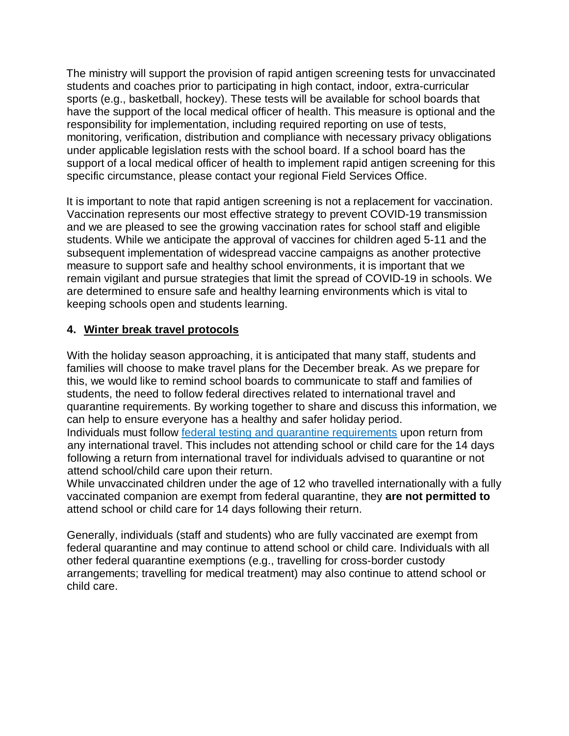The ministry will support the provision of rapid antigen screening tests for unvaccinated students and coaches prior to participating in high contact, indoor, extra-curricular sports (e.g., basketball, hockey). These tests will be available for school boards that have the support of the local medical officer of health. This measure is optional and the responsibility for implementation, including required reporting on use of tests, monitoring, verification, distribution and compliance with necessary privacy obligations under applicable legislation rests with the school board. If a school board has the support of a local medical officer of health to implement rapid antigen screening for this specific circumstance, please contact your regional Field Services Office.

It is important to note that rapid antigen screening is not a replacement for vaccination. Vaccination represents our most effective strategy to prevent COVID-19 transmission and we are pleased to see the growing vaccination rates for school staff and eligible students. While we anticipate the approval of vaccines for children aged 5-11 and the subsequent implementation of widespread vaccine campaigns as another protective measure to support safe and healthy school environments, it is important that we remain vigilant and pursue strategies that limit the spread of COVID-19 in schools. We are determined to ensure safe and healthy learning environments which is vital to keeping schools open and students learning.

### 4. Winter break travel protocols

With the holiday season approaching, it is anticipated that many staff, students and families will choose to make travel plans for the December break. As we prepare for this, we would like to remind school boards to communicate to staff and families of students, the need to follow federal directives related to international travel and quarantine requirements. By working together to share and discuss this information, we can help to ensure everyone has a healthy and safer holiday period.

Individuals must follow federal testing and quarantine requirements upon return from any international travel. This includes not attending school or child care for the 14 days following a return from international travel for individuals advised to quarantine or not attend school/child care upon their return.

While unvaccinated children under the age of 12 who travelled internationally with a fully vaccinated companion are exempt from federal quarantine, they **are not permitted to** attend school or child care for 14 days following their return.

Generally, individuals (staff and students) who are fully vaccinated are exempt from federal quarantine and may continue to attend school or child care. Individuals with all other federal quarantine exemptions (e.g., travelling for cross-border custody arrangements; travelling for medical treatment) may also continue to attend school or child care.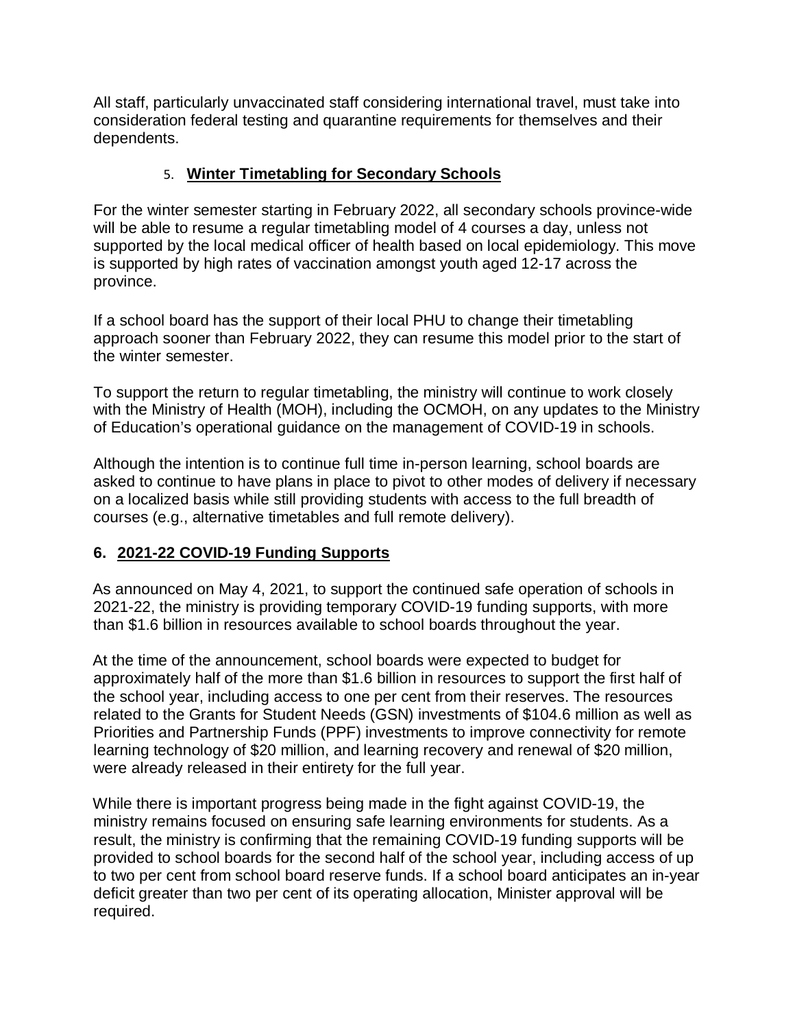All staff, particularly unvaccinated staff considering international travel, must take into consideration federal testing and quarantine requirements for themselves and their dependents.

## 5. **Winter Timetabling for Secondary Schools**

For the winter semester starting in February 2022, all secondary schools province-wide will be able to resume a regular timetabling model of 4 courses a day, unless not supported by the local medical officer of health based on local epidemiology. This move is supported by high rates of vaccination amongst youth aged 12-17 across the province.

If a school board has the support of their local PHU to change their timetabling approach sooner than February 2022, they can resume this model prior to the start of the winter semester.

To support the return to regular timetabling, the ministry will continue to work closely with the Ministry of Health (MOH), including the OCMOH, on any updates to the Ministry of Education's operational guidance on the management of COVID-19 in schools.

Although the intention is to continue full time in-person learning, school boards are asked to continue to have plans in place to pivot to other modes of delivery if necessary on a localized basis while still providing students with access to the full breadth of courses (e.g., alternative timetables and full remote delivery).

## 6. **2021-22 COVID-19 Funding Supports**

As announced on May 4, 2021, to support the continued safe operation of schools in 2021-22, the ministry is providing temporary COVID-19 funding supports, with more than $1.6 billion in resources available to school boards throughout the year.

At the time of the announcement, school boards were expected to budget for approximately half of the more than $1.6 billion in resources to support the first half of the school year, including access to one per cent from their reserves. The resources related to the Grants for Student Needs (GSN) investments of $104.6 million as well as Priorities and Partnership Funds (PPF) investments to improve connectivity for remote learning technology of $20 million, and learning recovery and renewal of $20 million, were already released in their entirety for the full year.

While there is important progress being made in the fight against COVID-19, the ministry remains focused on ensuring safe learning environments for students. As a result, the ministry is confirming that the remaining COVID-19 funding supports will be provided to school boards for the second half of the school year, including access of up to two per cent from school board reserve funds. If a school board anticipates an in-year deficit greater than two per cent of its operating allocation, Minister approval will be required.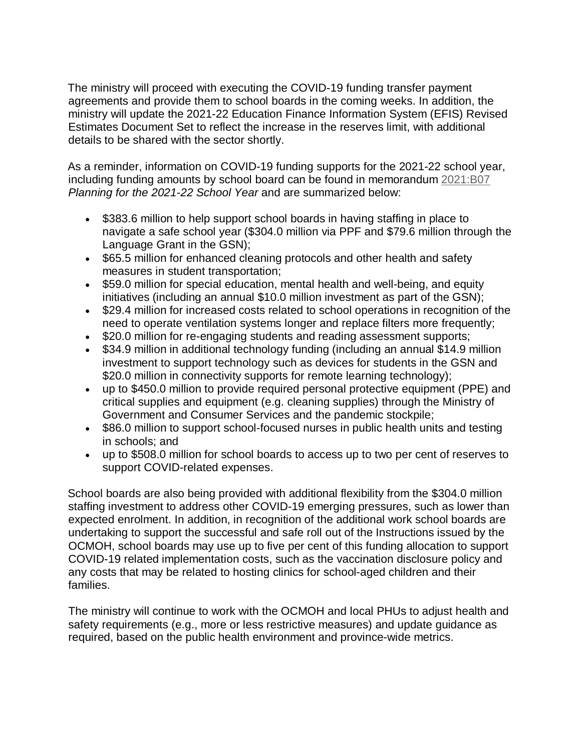The ministry will proceed with executing the COVID-19 funding transfer payment agreements and provide them to school boards in the coming weeks. In addition, the ministry will update the 2021-22 Education Finance Information System (EFIS) Revised Estimates Document Set to reflect the increase in the reserves limit, with additional details to be shared with the sector shortly.

As a reminder, information on COVID-19 funding supports for the 2021-22 school year, including funding amounts by school board can be found in memorandum 2021:B07 *Planning for the 2021-22 School Year* and are summarized below:

- $383.6 million to help support school boards in having staffing in place to navigate a safe school year ($304.0 million via PPF and $79.6 million through the Language Grant in the GSN);
- $65.5 million for enhanced cleaning protocols and other health and safety measures in student transportation;
- $59.0 million for special education, mental health and well-being, and equity initiatives (including an annual $10.0 million investment as part of the GSN);
- $29.4 million for increased costs related to school operations in recognition of the need to operate ventilation systems longer and replace filters more frequently;
- $20.0 million for re-engaging students and reading assessment supports;
- $34.9 million in additional technology funding (including an annual $14.9 million investment to support technology such as devices for students in the GSN and $20.0 million in connectivity supports for remote learning technology);
- up to $450.0 million to provide required personal protective equipment (PPE) and critical supplies and equipment (e.g. cleaning supplies) through the Ministry of Government and Consumer Services and the pandemic stockpile;
- $86.0 million to support school-focused nurses in public health units and testing in schools; and
- up to $508.0 million for school boards to access up to two per cent of reserves to support COVID-related expenses.

School boards are also being provided with additional flexibility from the $304.0 million staffing investment to address other COVID-19 emerging pressures, such as lower than expected enrolment. In addition, in recognition of the additional work school boards are undertaking to support the successful and safe roll out of the Instructions issued by the OCMOH, school boards may use up to five per cent of this funding allocation to support COVID-19 related implementation costs, such as the vaccination disclosure policy and any costs that may be related to hosting clinics for school-aged children and their families.

The ministry will continue to work with the OCMOH and local PHUs to adjust health and safety requirements (e.g., more or less restrictive measures) and update guidance as required, based on the public health environment and province-wide metrics.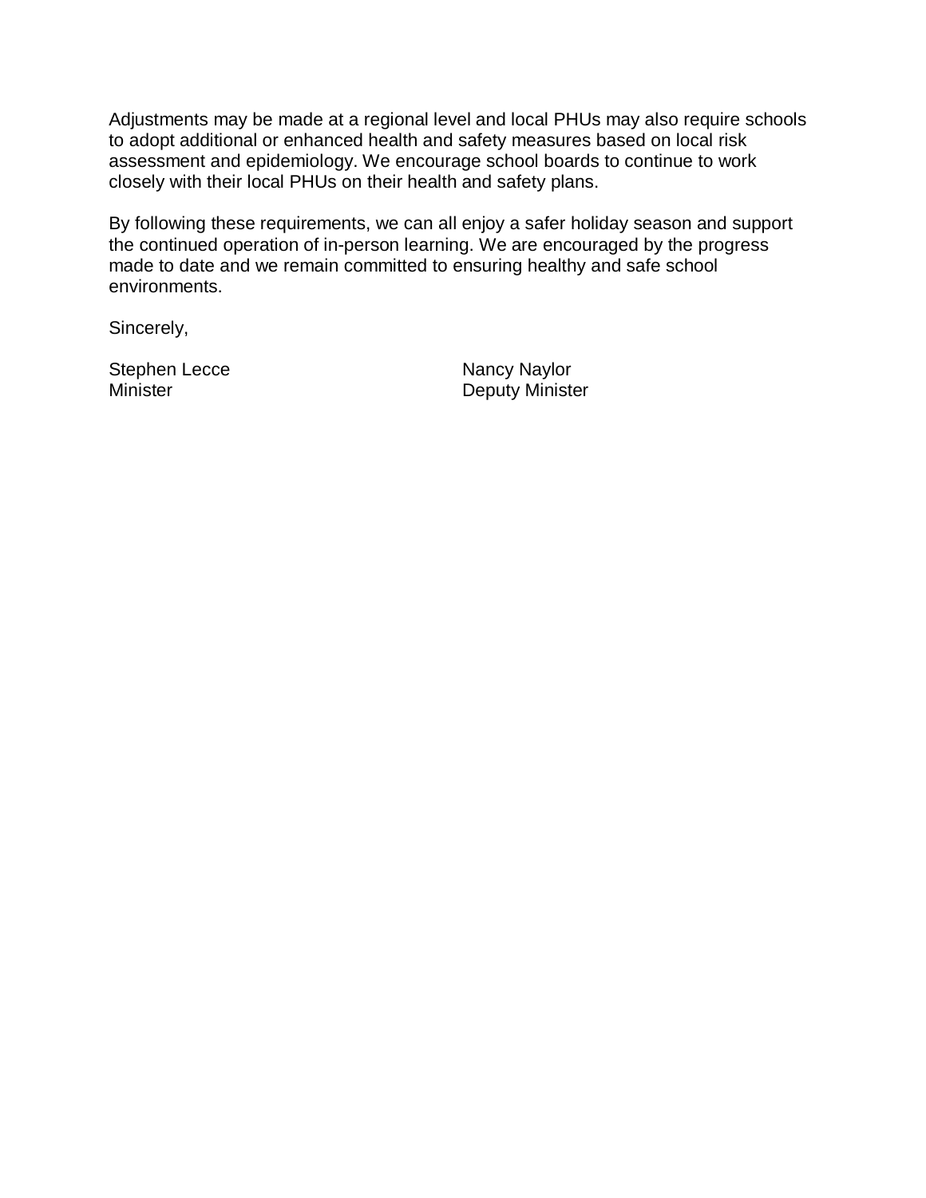Adjustments may be made at a regional level and local PHUs may also require schools to adopt additional or enhanced health and safety measures based on local risk assessment and epidemiology. We encourage school boards to continue to work closely with their local PHUs on their health and safety plans.

By following these requirements, we can all enjoy a safer holiday season and support the continued operation of in-person learning. We are encouraged by the progress made to date and we remain committed to ensuring healthy and safe school environments.

Sincerely,

Stephen Lecce
Minister

Nancy Naylor
Deputy Minister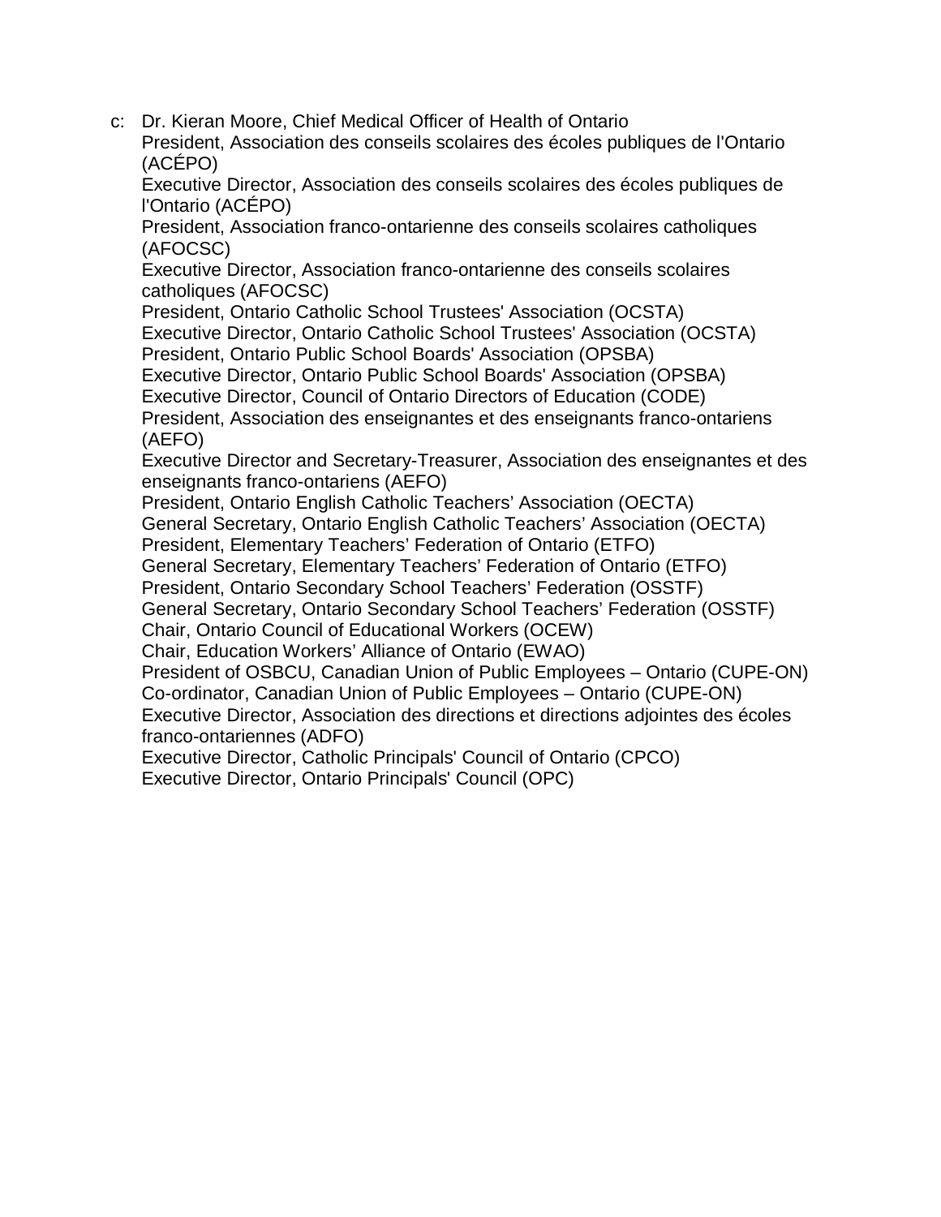c: Dr. Kieran Moore, Chief Medical Officer of Health of Ontario
President, Association des conseils scolaires des écoles publiques de l'Ontario (ACÉPO)
Executive Director, Association des conseils scolaires des écoles publiques de l'Ontario (ACÉPO)
President, Association franco-ontarienne des conseils scolaires catholiques (AFOCSC)
Executive Director, Association franco-ontarienne des conseils scolaires catholiques (AFOCSC)
President, Ontario Catholic School Trustees' Association (OCSTA)
Executive Director, Ontario Catholic School Trustees' Association (OCSTA)
President, Ontario Public School Boards' Association (OPSBA)
Executive Director, Ontario Public School Boards' Association (OPSBA)
Executive Director, Council of Ontario Directors of Education (CODE)
President, Association des enseignantes et des enseignants franco-ontariens (AEFO)
Executive Director and Secretary-Treasurer, Association des enseignantes et des enseignants franco-ontariens (AEFO)
President, Ontario English Catholic Teachers' Association (OECTA)
General Secretary, Ontario English Catholic Teachers' Association (OECTA)
President, Elementary Teachers' Federation of Ontario (ETFO)
General Secretary, Elementary Teachers' Federation of Ontario (ETFO)
President, Ontario Secondary School Teachers' Federation (OSSTF)
General Secretary, Ontario Secondary School Teachers' Federation (OSSTF)
Chair, Ontario Council of Educational Workers (OCEW)
Chair, Education Workers' Alliance of Ontario (EWAO)
President of OSBCU, Canadian Union of Public Employees – Ontario (CUPE-ON)
Co-ordinator, Canadian Union of Public Employees – Ontario (CUPE-ON)
Executive Director, Association des directions et directions adjointes des écoles franco-ontariennes (ADFO)
Executive Director, Catholic Principals' Council of Ontario (CPCO)
Executive Director, Ontario Principals' Council (OPC)